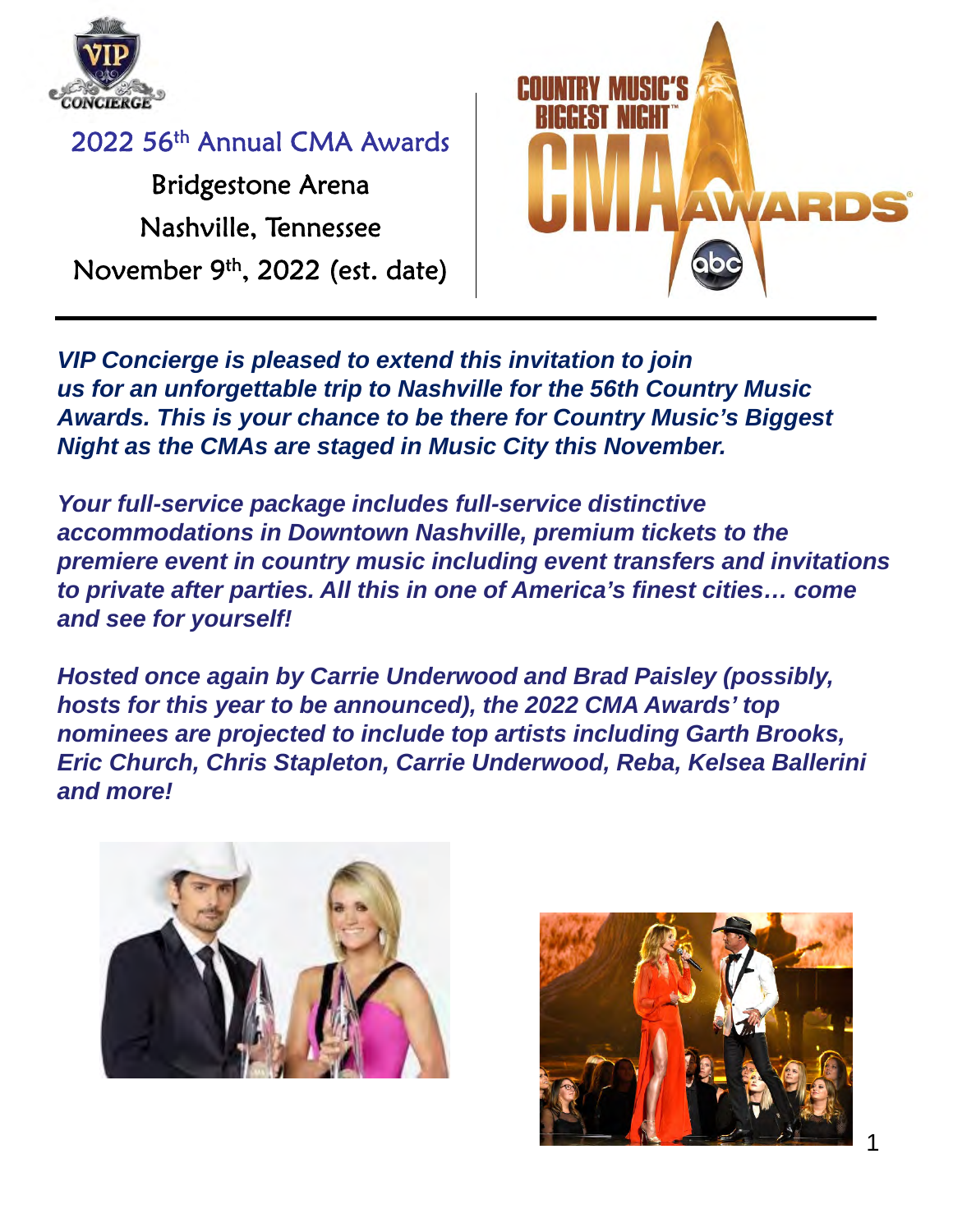# 2022 56th Annual CMA Awards

Bridgestone Arena

Nashville, Tennessee

November 9th, 2022 (est. date)

***VIP Concierge is pleased to extend this invitation to join us for an unforgettable trip to Nashville for the 56th Country Music Awards. This is your chance to be there for Country Music's Biggest Night as the CMAs are staged in Music City this November.***

***Your full-service package includes full-service distinctive accommodations in Downtown Nashville, premium tickets to the premiere event in country music including event transfers and invitations to private after parties. All this in one of America's finest cities… come and see for yourself!***

***Hosted once again by Carrie Underwood and Brad Paisley (possibly, hosts for this year to be announced), the 2022 CMA Awards' top nominees are projected to include top artists including Garth Brooks, Eric Church, Chris Stapleton, Carrie Underwood, Reba, Kelsea Ballerini and more!***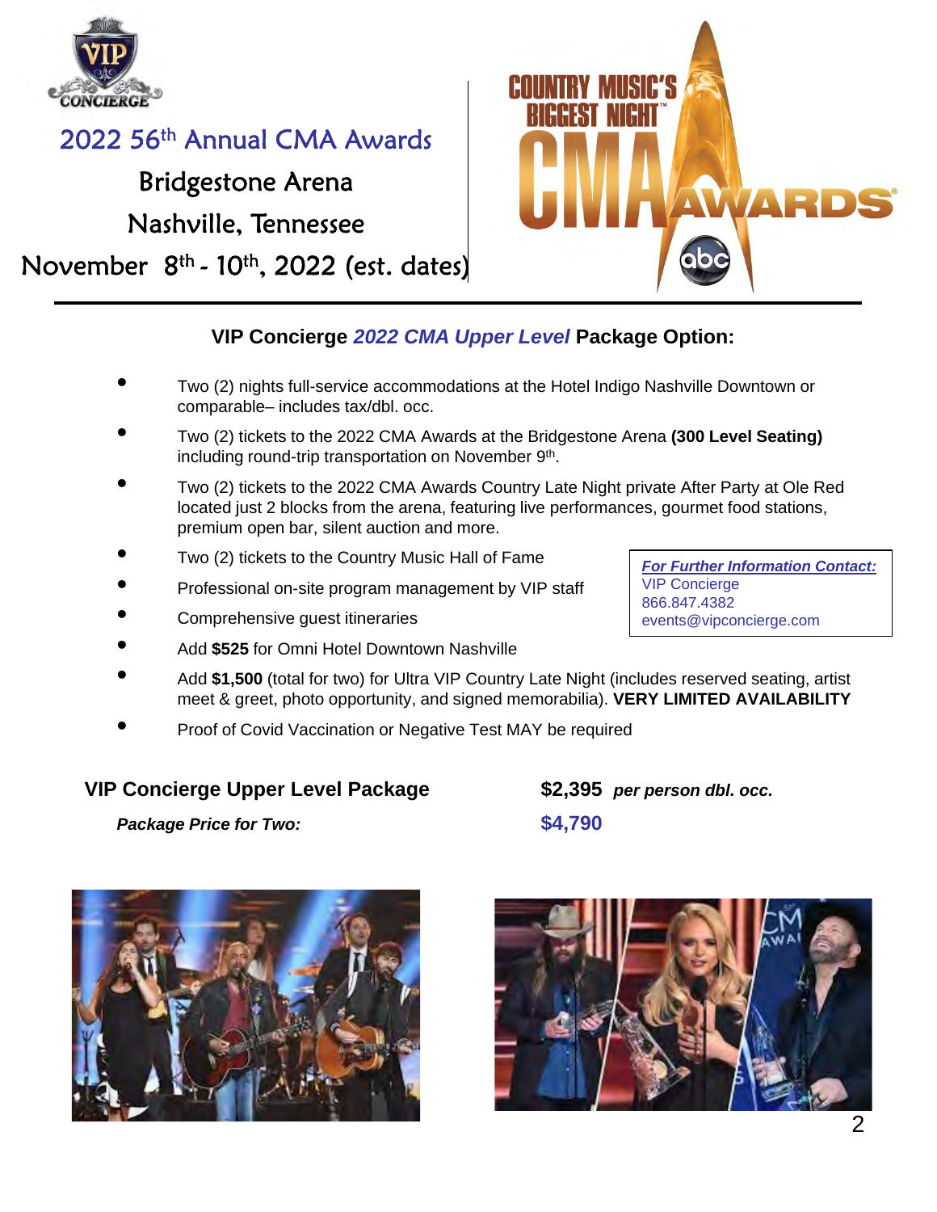# 2022 56th Annual CMA Awards

## Bridgestone Arena

## Nashville, Tennessee

## November 8th - 10th, 2022 (est. dates)

### VIP Concierge *2022 CMA Upper Level* Package Option:

- Two (2) nights full-service accommodations at the Hotel Indigo Nashville Downtown or comparable– includes tax/dbl. occ.
- Two (2) tickets to the 2022 CMA Awards at the Bridgestone Arena **(300 Level Seating)** including round-trip transportation on November 9th.
- Two (2) tickets to the 2022 CMA Awards Country Late Night private After Party at Ole Red located just 2 blocks from the arena, featuring live performances, gourmet food stations, premium open bar, silent auction and more.
- Two (2) tickets to the Country Music Hall of Fame
- Professional on-site program management by VIP staff
- Comprehensive guest itineraries
- Add **$525** for Omni Hotel Downtown Nashville
- Add **$1,500** (total for two) for Ultra VIP Country Late Night (includes reserved seating, artist meet & greet, photo opportunity, and signed memorabilia). **VERY LIMITED AVAILABILITY**
- Proof of Covid Vaccination or Negative Test MAY be required

***For Further Information Contact:***
VIP Concierge
866.847.4382
events@vipconcierge.com

**VIP Concierge Upper Level Package** — **$2,395** ***per person dbl. occ.***

***Package Price for Two:*** **$4,790**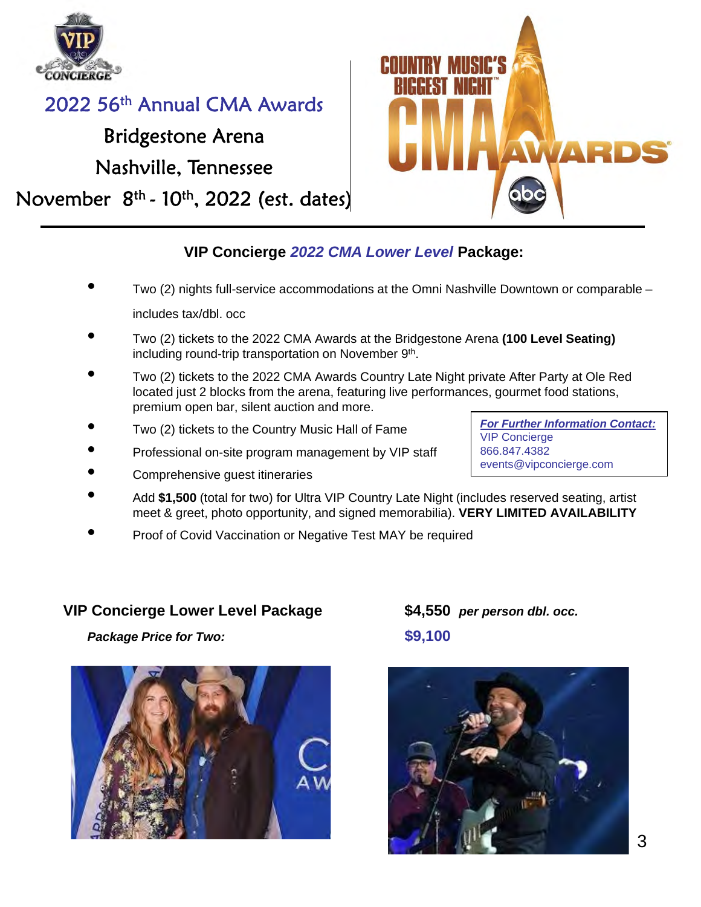# 2022 56th Annual CMA Awards

## Bridgestone Arena

## Nashville, Tennessee

## November 8th - 10th, 2022 (est. dates)

### VIP Concierge *2022 CMA Lower Level* Package:

- Two (2) nights full-service accommodations at the Omni Nashville Downtown or comparable – includes tax/dbl. occ
- Two (2) tickets to the 2022 CMA Awards at the Bridgestone Arena **(100 Level Seating)** including round-trip transportation on November 9th.
- Two (2) tickets to the 2022 CMA Awards Country Late Night private After Party at Ole Red located just 2 blocks from the arena, featuring live performances, gourmet food stations, premium open bar, silent auction and more.
- Two (2) tickets to the Country Music Hall of Fame
- Professional on-site program management by VIP staff
- Comprehensive guest itineraries
- Add **$1,500** (total for two) for Ultra VIP Country Late Night (includes reserved seating, artist meet & greet, photo opportunity, and signed memorabilia). **VERY LIMITED AVAILABILITY**
- Proof of Covid Vaccination or Negative Test MAY be required

***For Further Information Contact:***
VIP Concierge
866.847.4382
events@vipconcierge.com

**VIP Concierge Lower Level Package** **$4,550** ***per person dbl. occ.***

***Package Price for Two:*** **$9,100**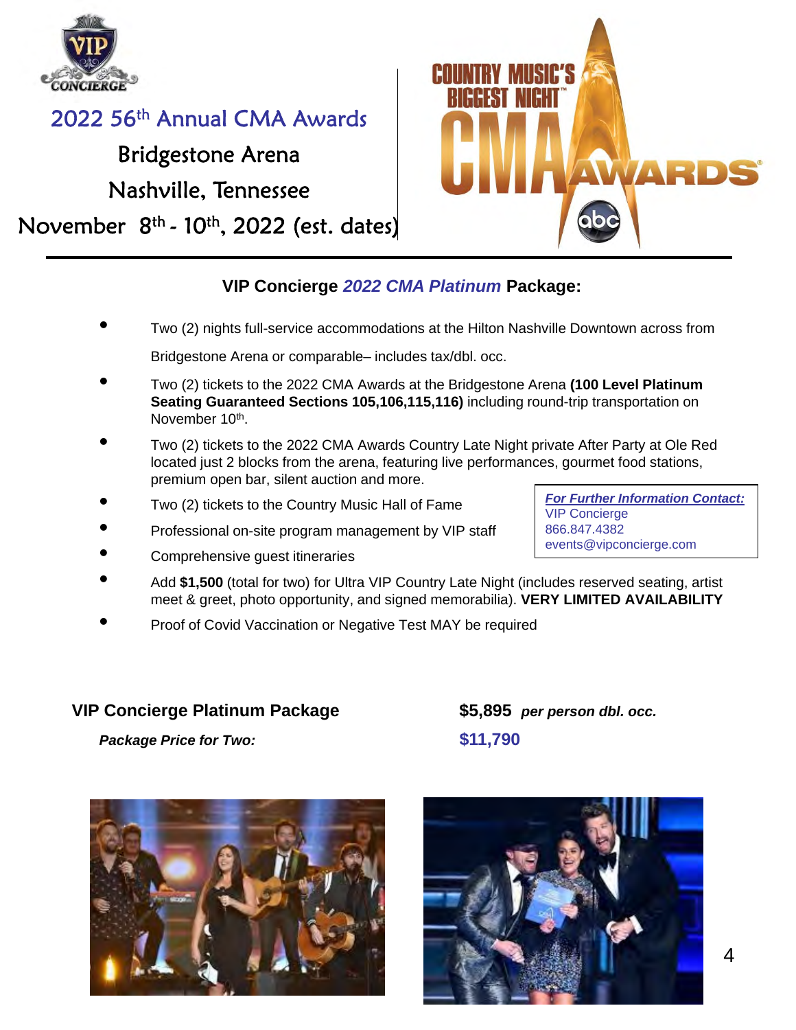2022 56th Annual CMA Awards

Bridgestone Arena

Nashville, Tennessee

November 8th - 10th, 2022 (est. dates)

### VIP Concierge *2022 CMA Platinum* Package:

- Two (2) nights full-service accommodations at the Hilton Nashville Downtown across from Bridgestone Arena or comparable– includes tax/dbl. occ.
- Two (2) tickets to the 2022 CMA Awards at the Bridgestone Arena **(100 Level Platinum Seating Guaranteed Sections 105,106,115,116)** including round-trip transportation on November 10th.
- Two (2) tickets to the 2022 CMA Awards Country Late Night private After Party at Ole Red located just 2 blocks from the arena, featuring live performances, gourmet food stations, premium open bar, silent auction and more.
- Two (2) tickets to the Country Music Hall of Fame
- Professional on-site program management by VIP staff
- Comprehensive guest itineraries
- Add **$1,500** (total for two) for Ultra VIP Country Late Night (includes reserved seating, artist meet & greet, photo opportunity, and signed memorabilia). **VERY LIMITED AVAILABILITY**
- Proof of Covid Vaccination or Negative Test MAY be required

***For Further Information Contact:***
VIP Concierge
866.847.4382
events@vipconcierge.com

**VIP Concierge Platinum Package** — **$5,895** ***per person dbl. occ.***

***Package Price for Two:*** — **$11,790**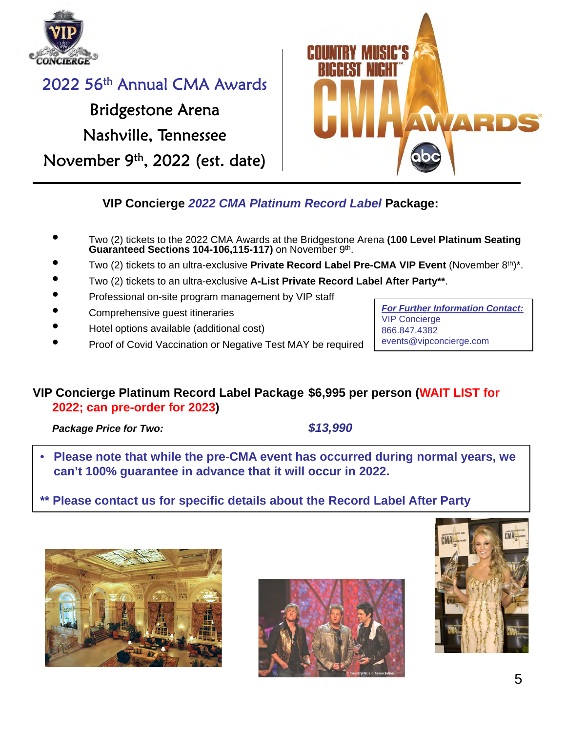# 2022 56th Annual CMA Awards

## Bridgestone Arena

## Nashville, Tennessee

## November 9th, 2022 (est. date)

---

### VIP Concierge *2022 CMA Platinum Record Label* Package:

- Two (2) tickets to the 2022 CMA Awards at the Bridgestone Arena **(100 Level Platinum Seating Guaranteed Sections 104-106,115-117)** on November 9th.
- Two (2) tickets to an ultra-exclusive **Private Record Label Pre-CMA VIP Event** (November 8th)*.
- Two (2) tickets to an ultra-exclusive **A-List Private Record Label After Party****.
- Professional on-site program management by VIP staff
- Comprehensive guest itineraries
- Hotel options available (additional cost)
- Proof of Covid Vaccination or Negative Test MAY be required

***For Further Information Contact:***
VIP Concierge
866.847.4382
events@vipconcierge.com

**VIP Concierge Platinum Record Label Package $6,995 per person (WAIT LIST for 2022; can pre-order for 2023)**

***Package Price for Two:*** ***$13,990***

- **Please note that while the pre-CMA event has occurred during normal years, we can't 100% guarantee in advance that it will occur in 2022.**

**** Please contact us for specific details about the Record Label After Party**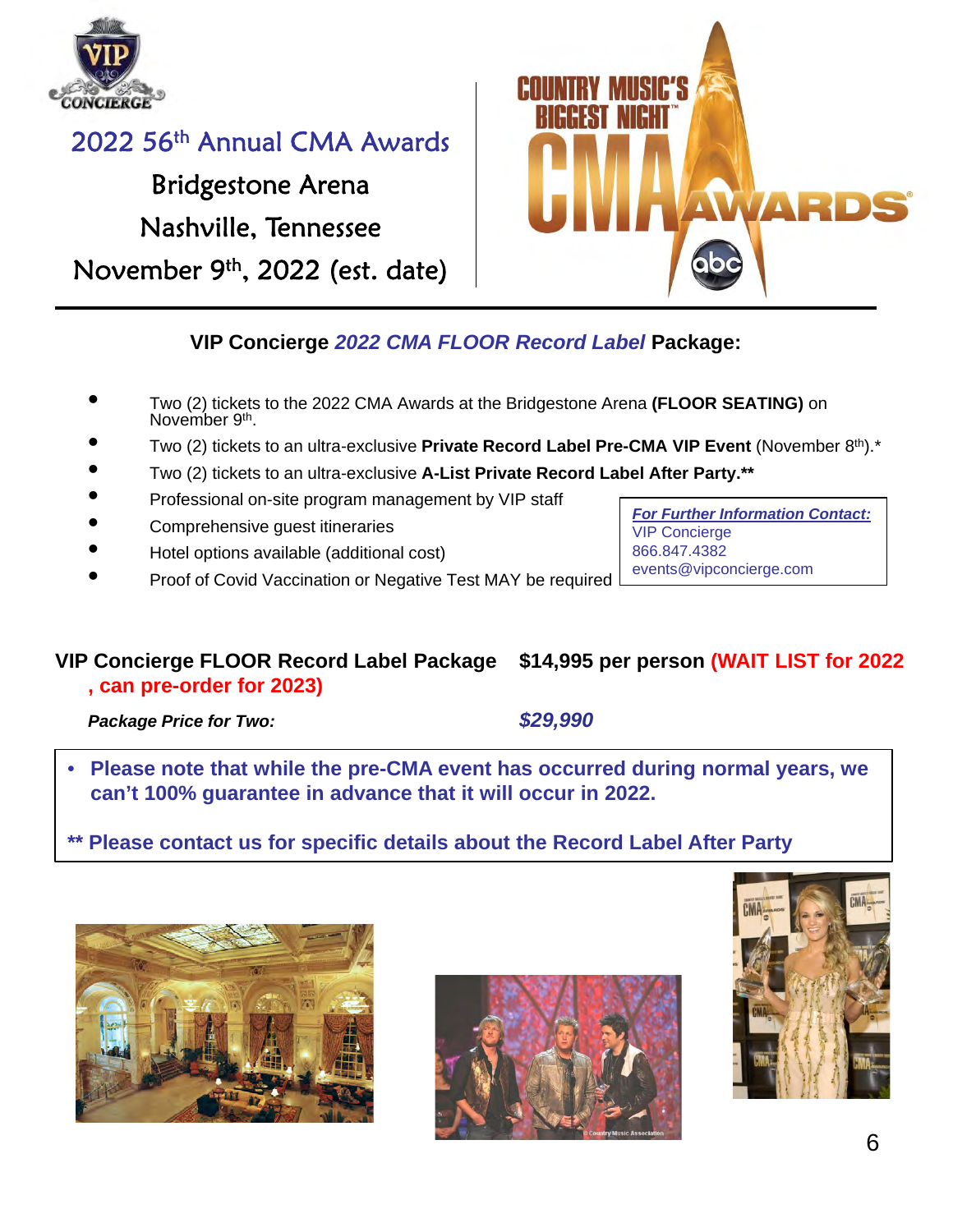# 2022 56th Annual CMA Awards

## Bridgestone Arena

## Nashville, Tennessee

## November 9th, 2022 (est. date)

---

### VIP Concierge *2022 CMA FLOOR Record Label* Package:

- Two (2) tickets to the 2022 CMA Awards at the Bridgestone Arena **(FLOOR SEATING)** on November 9th.
- Two (2) tickets to an ultra-exclusive **Private Record Label Pre-CMA VIP Event** (November 8th).*
- Two (2) tickets to an ultra-exclusive **A-List Private Record Label After Party.****
- Professional on-site program management by VIP staff
- Comprehensive guest itineraries
- Hotel options available (additional cost)
- Proof of Covid Vaccination or Negative Test MAY be required

***For Further Information Contact:***
VIP Concierge
866.847.4382
events@vipconcierge.com

**VIP Concierge FLOOR Record Label Package** **$14,995 per person** **(WAIT LIST for 2022, can pre-order for 2023)**

***Package Price for Two:*** ***$29,990***

- **Please note that while the pre-CMA event has occurred during normal years, we can't 100% guarantee in advance that it will occur in 2022.**

**** Please contact us for specific details about the Record Label After Party**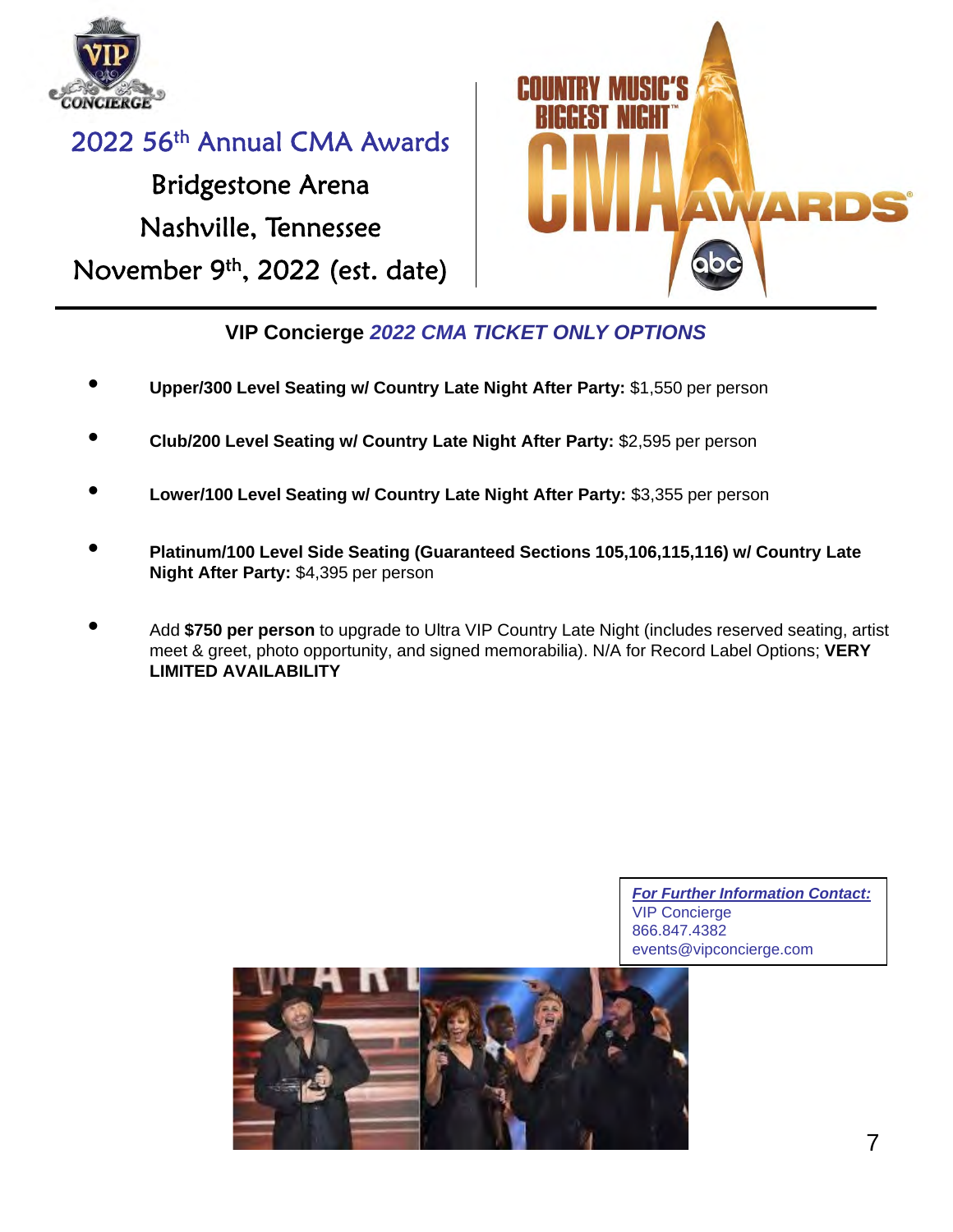# 2022 56th Annual CMA Awards

Bridgestone Arena

Nashville, Tennessee

November 9th, 2022 (est. date)

## VIP Concierge *2022 CMA TICKET ONLY OPTIONS*

- **Upper/300 Level Seating w/ Country Late Night After Party:** $1,550 per person
- **Club/200 Level Seating w/ Country Late Night After Party:** $2,595 per person
- **Lower/100 Level Seating w/ Country Late Night After Party:** $3,355 per person
- **Platinum/100 Level Side Seating (Guaranteed Sections 105,106,115,116) w/ Country Late Night After Party:** $4,395 per person
- Add **$750 per person** to upgrade to Ultra VIP Country Late Night (includes reserved seating, artist meet & greet, photo opportunity, and signed memorabilia). N/A for Record Label Options; **VERY LIMITED AVAILABILITY**

***For Further Information Contact:***
VIP Concierge
866.847.4382
events@vipconcierge.com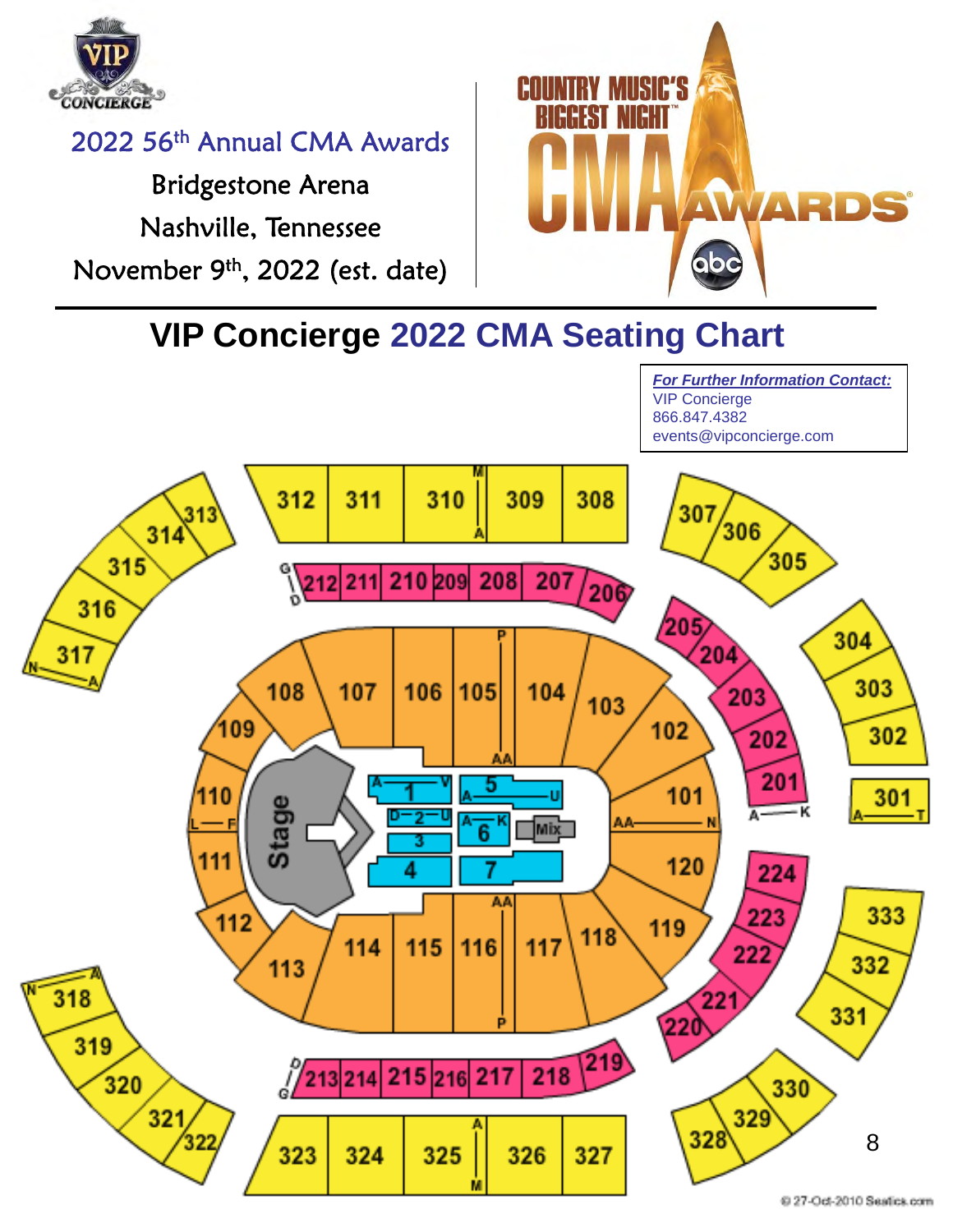2022 56th Annual CMA Awards

Bridgestone Arena

Nashville, Tennessee

November 9th, 2022 (est. date)

COUNTRY MUSIC'S BIGGEST NIGHT™ CMA AWARDS®

# VIP Concierge 2022 CMA Seating Chart

***For Further Information Contact:***
VIP Concierge
866.847.4382
events@vipconcierge.com

Stage

Mix

Floor sections: 1 (A–V), 2 (D–U), 3, 4, 5 (A–U), 6 (A–K), 7

100 Level: 101, 102, 103, 104, 105, 106, 107, 108, 109, 110, 111, 112, 113, 114, 115, 116, 117, 118, 119, 120

200 Level: 201, 202, 203, 204, 205, 206, 207, 208, 209, 210, 211, 212, 213, 214, 215, 216, 217, 218, 219, 220, 221, 222, 223, 224

300 Level: 301, 302, 303, 304, 305, 306, 307, 308, 309, 310, 311, 312, 313, 314, 315, 316, 317, 318, 319, 320, 321, 322, 323, 324, 325, 326, 327, 328, 329, 330, 331, 332, 333

© 27-Oct-2010 Seatics.com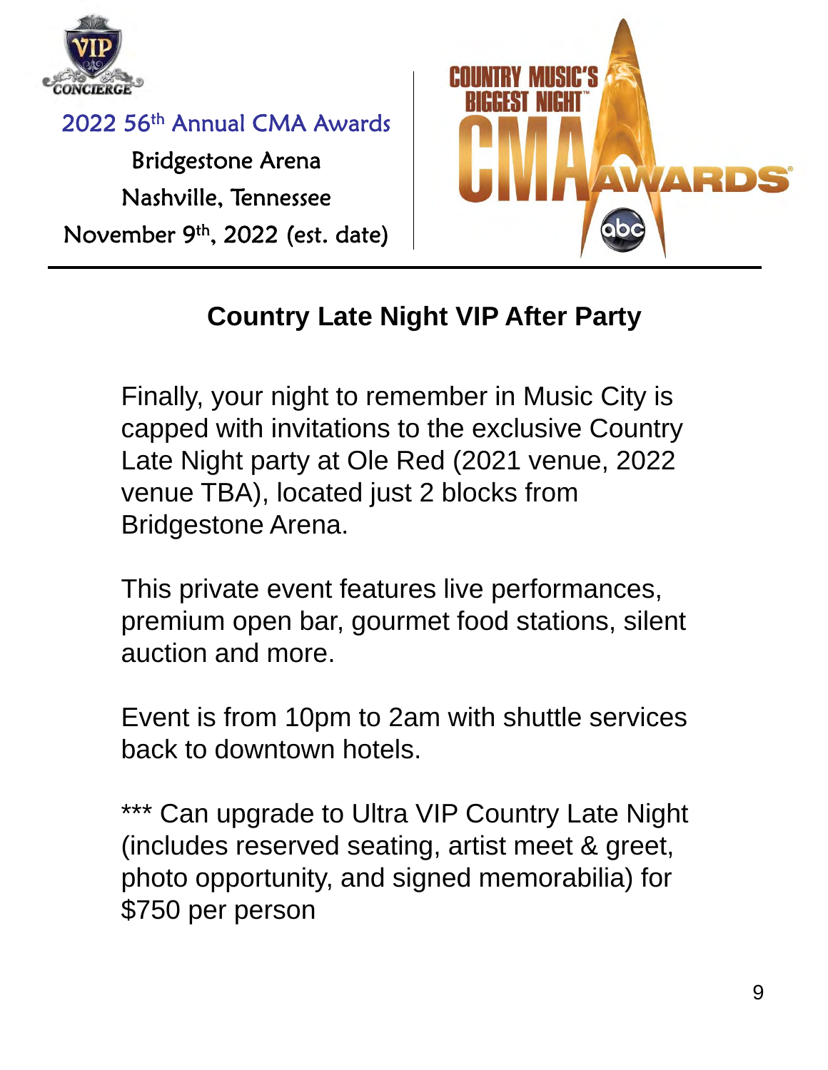2022 56th Annual CMA Awards

Bridgestone Arena

Nashville, Tennessee

November 9th, 2022 (est. date)

COUNTRY MUSIC'S BIGGEST NIGHT™ CMA AWARDS® abc

## Country Late Night VIP After Party

Finally, your night to remember in Music City is capped with invitations to the exclusive Country Late Night party at Ole Red (2021 venue, 2022 venue TBA), located just 2 blocks from Bridgestone Arena.

This private event features live performances, premium open bar, gourmet food stations, silent auction and more.

Event is from 10pm to 2am with shuttle services back to downtown hotels.

*** Can upgrade to Ultra VIP Country Late Night (includes reserved seating, artist meet & greet, photo opportunity, and signed memorabilia) for $750 per person